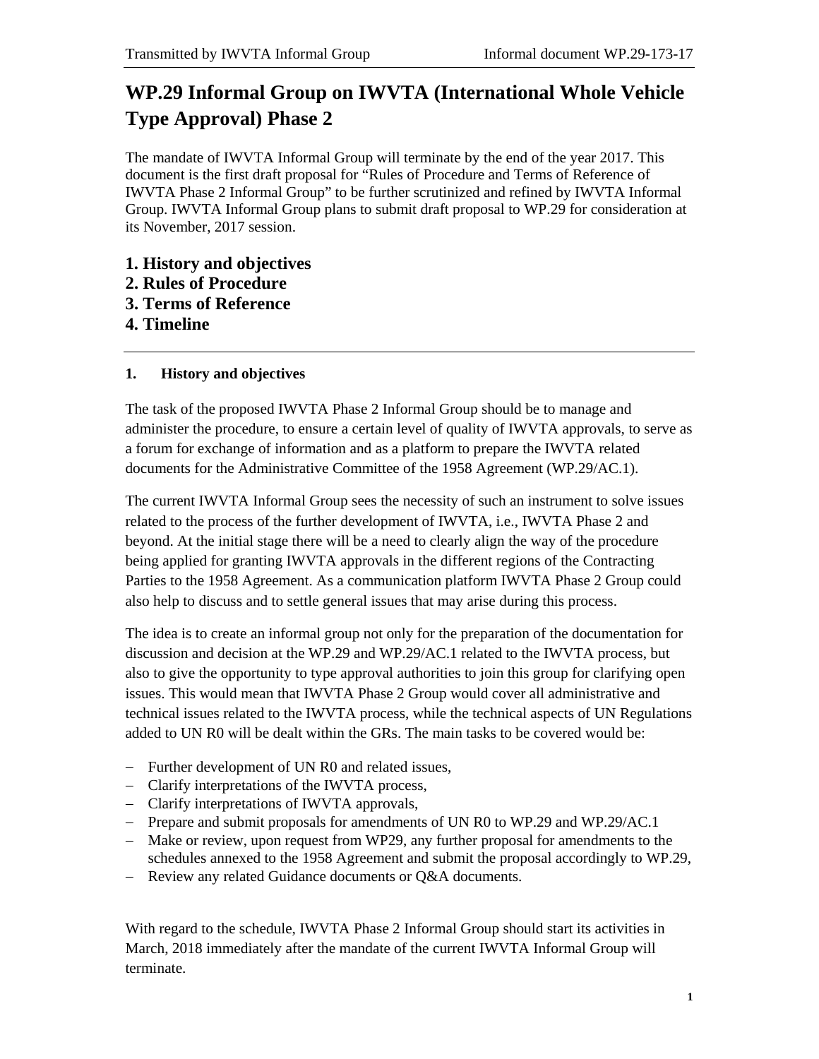# WP.29 Informal Group on IWVTA (International Whole Vehicle Type Approval) Phase 2

The mandate of IWVTA Informal Group will terminate by the end of the year 2017. This document is the first draft proposal for "Rules of Procedure and Terms of Reference of IWVTA Phase 2 Informal Group" to be further scrutinized and refined by IWVTA Informal Group. IWVTA Informal Group plans to submit draft proposal to WP.29 for consideration at its November, 2017 session.

**1. History and objectives**
**2. Rules of Procedure**
**3. Terms of Reference**
**4. Timeline**

---

## 1. History and objectives

The task of the proposed IWVTA Phase 2 Informal Group should be to manage and administer the procedure, to ensure a certain level of quality of IWVTA approvals, to serve as a forum for exchange of information and as a platform to prepare the IWVTA related documents for the Administrative Committee of the 1958 Agreement (WP.29/AC.1).

The current IWVTA Informal Group sees the necessity of such an instrument to solve issues related to the process of the further development of IWVTA, i.e., IWVTA Phase 2 and beyond. At the initial stage there will be a need to clearly align the way of the procedure being applied for granting IWVTA approvals in the different regions of the Contracting Parties to the 1958 Agreement. As a communication platform IWVTA Phase 2 Group could also help to discuss and to settle general issues that may arise during this process.

The idea is to create an informal group not only for the preparation of the documentation for discussion and decision at the WP.29 and WP.29/AC.1 related to the IWVTA process, but also to give the opportunity to type approval authorities to join this group for clarifying open issues. This would mean that IWVTA Phase 2 Group would cover all administrative and technical issues related to the IWVTA process, while the technical aspects of UN Regulations added to UN R0 will be dealt within the GRs. The main tasks to be covered would be:

- Further development of UN R0 and related issues,
- Clarify interpretations of the IWVTA process,
- Clarify interpretations of IWVTA approvals,
- Prepare and submit proposals for amendments of UN R0 to WP.29 and WP.29/AC.1
- Make or review, upon request from WP29, any further proposal for amendments to the schedules annexed to the 1958 Agreement and submit the proposal accordingly to WP.29,
- Review any related Guidance documents or Q&A documents.

With regard to the schedule, IWVTA Phase 2 Informal Group should start its activities in March, 2018 immediately after the mandate of the current IWVTA Informal Group will terminate.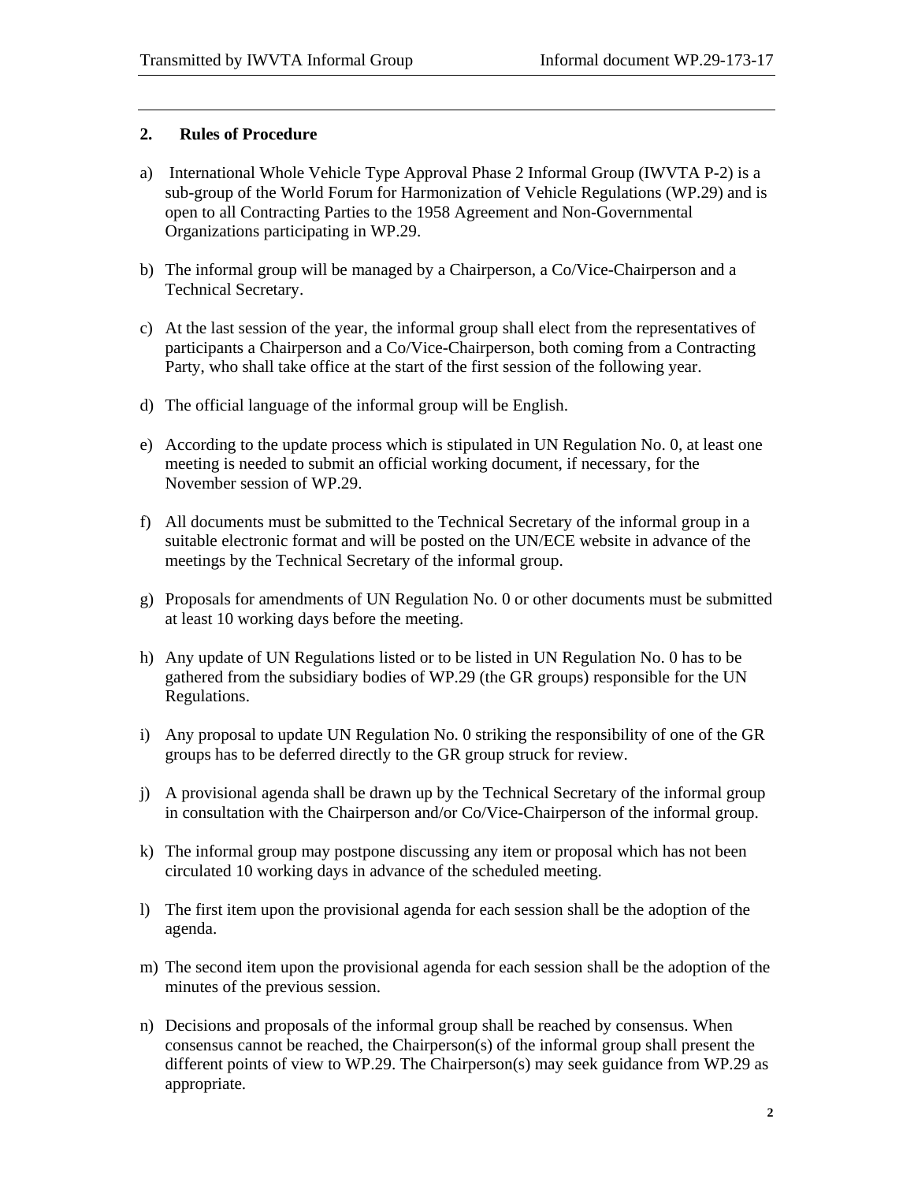## 2. Rules of Procedure

a) International Whole Vehicle Type Approval Phase 2 Informal Group (IWVTA P-2) is a sub-group of the World Forum for Harmonization of Vehicle Regulations (WP.29) and is open to all Contracting Parties to the 1958 Agreement and Non-Governmental Organizations participating in WP.29.

b) The informal group will be managed by a Chairperson, a Co/Vice-Chairperson and a Technical Secretary.

c) At the last session of the year, the informal group shall elect from the representatives of participants a Chairperson and a Co/Vice-Chairperson, both coming from a Contracting Party, who shall take office at the start of the first session of the following year.

d) The official language of the informal group will be English.

e) According to the update process which is stipulated in UN Regulation No. 0, at least one meeting is needed to submit an official working document, if necessary, for the November session of WP.29.

f) All documents must be submitted to the Technical Secretary of the informal group in a suitable electronic format and will be posted on the UN/ECE website in advance of the meetings by the Technical Secretary of the informal group.

g) Proposals for amendments of UN Regulation No. 0 or other documents must be submitted at least 10 working days before the meeting.

h) Any update of UN Regulations listed or to be listed in UN Regulation No. 0 has to be gathered from the subsidiary bodies of WP.29 (the GR groups) responsible for the UN Regulations.

i) Any proposal to update UN Regulation No. 0 striking the responsibility of one of the GR groups has to be deferred directly to the GR group struck for review.

j) A provisional agenda shall be drawn up by the Technical Secretary of the informal group in consultation with the Chairperson and/or Co/Vice-Chairperson of the informal group.

k) The informal group may postpone discussing any item or proposal which has not been circulated 10 working days in advance of the scheduled meeting.

l) The first item upon the provisional agenda for each session shall be the adoption of the agenda.

m) The second item upon the provisional agenda for each session shall be the adoption of the minutes of the previous session.

n) Decisions and proposals of the informal group shall be reached by consensus. When consensus cannot be reached, the Chairperson(s) of the informal group shall present the different points of view to WP.29. The Chairperson(s) may seek guidance from WP.29 as appropriate.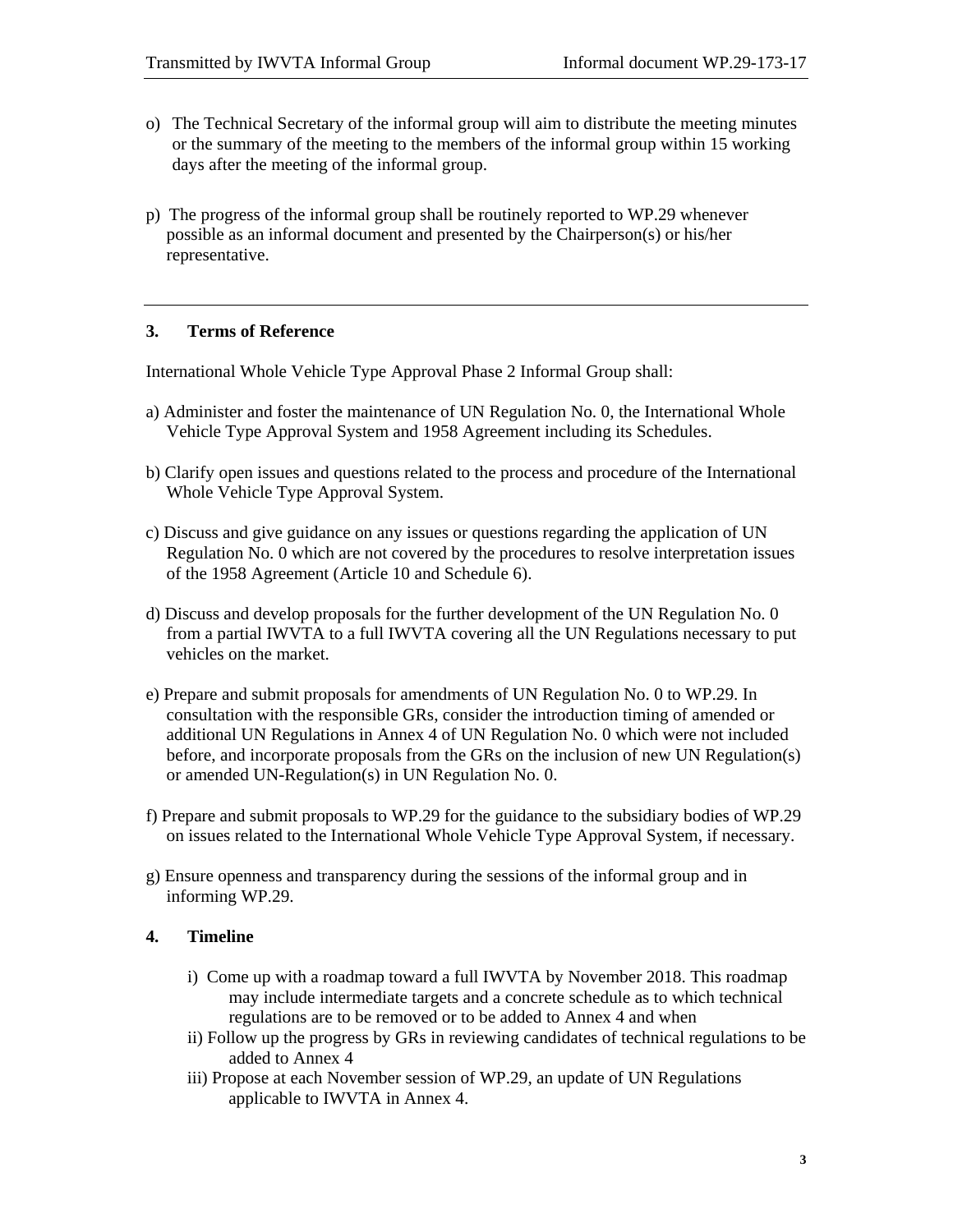o) The Technical Secretary of the informal group will aim to distribute the meeting minutes or the summary of the meeting to the members of the informal group within 15 working days after the meeting of the informal group.

p) The progress of the informal group shall be routinely reported to WP.29 whenever possible as an informal document and presented by the Chairperson(s) or his/her representative.

---

## 3. Terms of Reference

International Whole Vehicle Type Approval Phase 2 Informal Group shall:

a) Administer and foster the maintenance of UN Regulation No. 0, the International Whole Vehicle Type Approval System and 1958 Agreement including its Schedules.

b) Clarify open issues and questions related to the process and procedure of the International Whole Vehicle Type Approval System.

c) Discuss and give guidance on any issues or questions regarding the application of UN Regulation No. 0 which are not covered by the procedures to resolve interpretation issues of the 1958 Agreement (Article 10 and Schedule 6).

d) Discuss and develop proposals for the further development of the UN Regulation No. 0 from a partial IWVTA to a full IWVTA covering all the UN Regulations necessary to put vehicles on the market.

e) Prepare and submit proposals for amendments of UN Regulation No. 0 to WP.29. In consultation with the responsible GRs, consider the introduction timing of amended or additional UN Regulations in Annex 4 of UN Regulation No. 0 which were not included before, and incorporate proposals from the GRs on the inclusion of new UN Regulation(s) or amended UN-Regulation(s) in UN Regulation No. 0.

f) Prepare and submit proposals to WP.29 for the guidance to the subsidiary bodies of WP.29 on issues related to the International Whole Vehicle Type Approval System, if necessary.

g) Ensure openness and transparency during the sessions of the informal group and in informing WP.29.

## 4. Timeline

i) Come up with a roadmap toward a full IWVTA by November 2018. This roadmap may include intermediate targets and a concrete schedule as to which technical regulations are to be removed or to be added to Annex 4 and when

ii) Follow up the progress by GRs in reviewing candidates of technical regulations to be added to Annex 4

iii) Propose at each November session of WP.29, an update of UN Regulations applicable to IWVTA in Annex 4.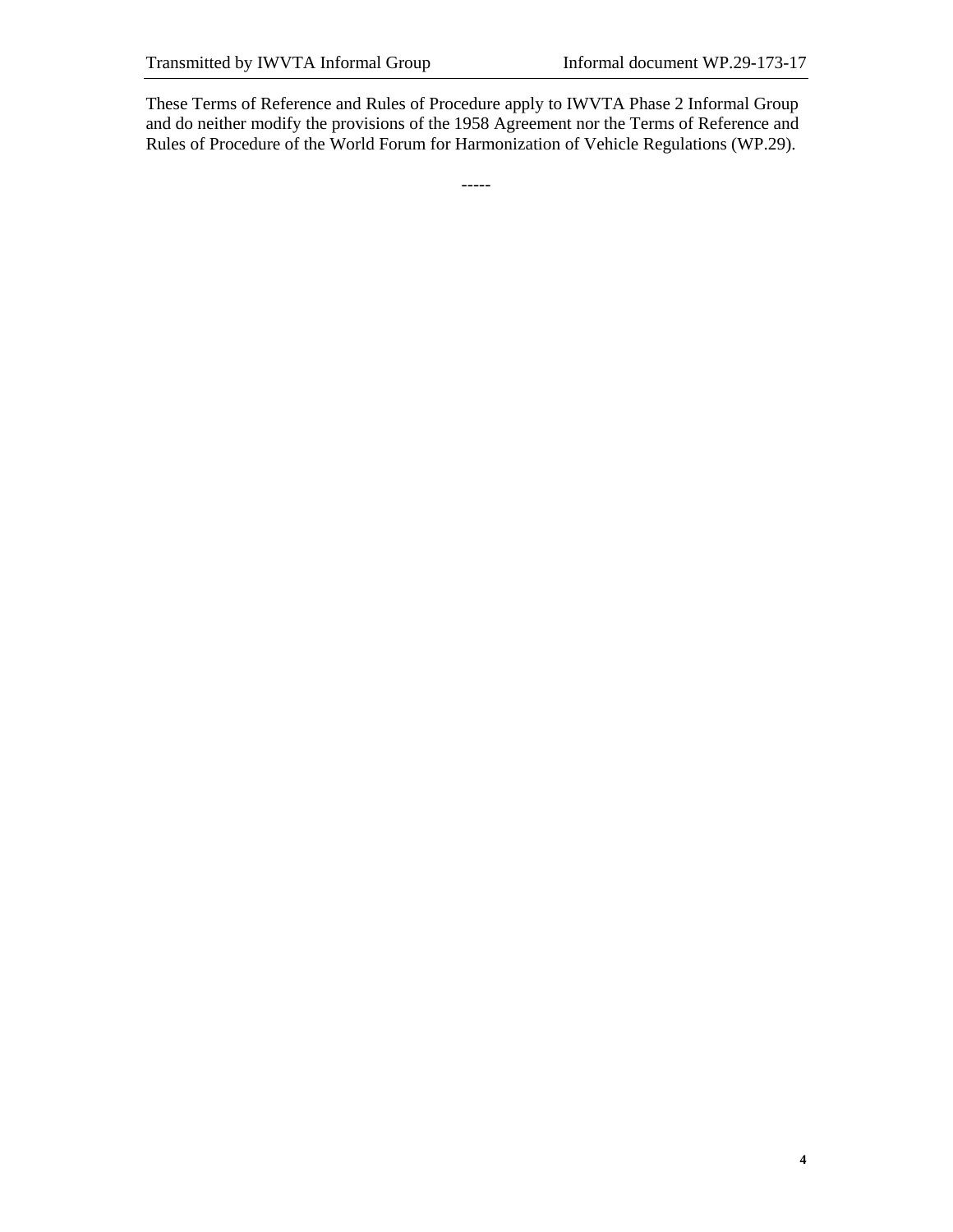These Terms of Reference and Rules of Procedure apply to IWVTA Phase 2 Informal Group and do neither modify the provisions of the 1958 Agreement nor the Terms of Reference and Rules of Procedure of the World Forum for Harmonization of Vehicle Regulations (WP.29).

-----